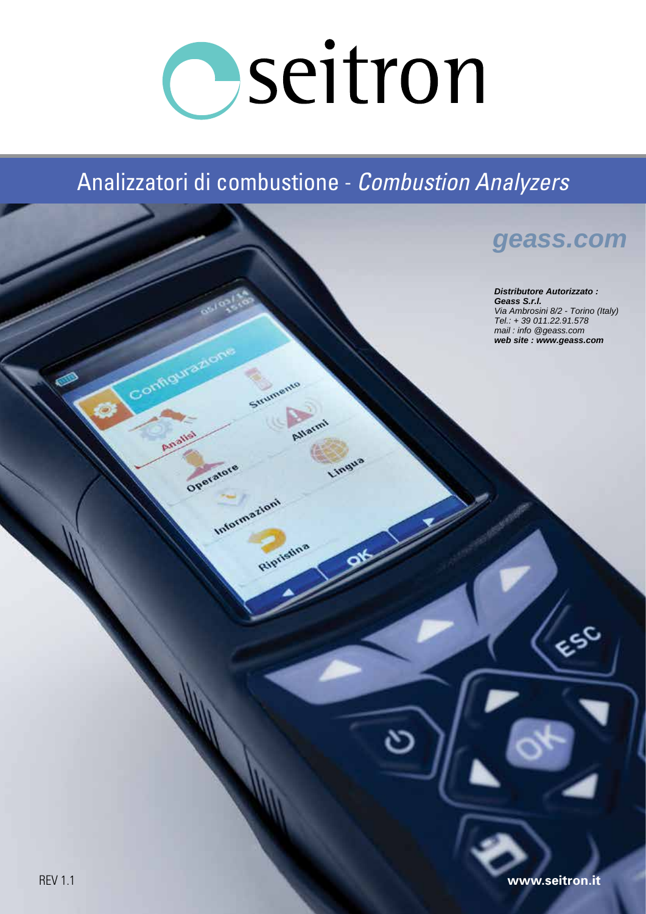# seitron

## Analizzatori di combustione - *Combustion Analyzers*

***geass.com***

***Distributore Autorizzato :***
***Geass S.r.l.***
*Via Ambrosini 8/2 - Torino (Italy)*
*Tel.: + 39 011.22.91.578*
*mail : info @geass.com*
***web site : www.geass.com***

REV 1.1

**www.seitron.it**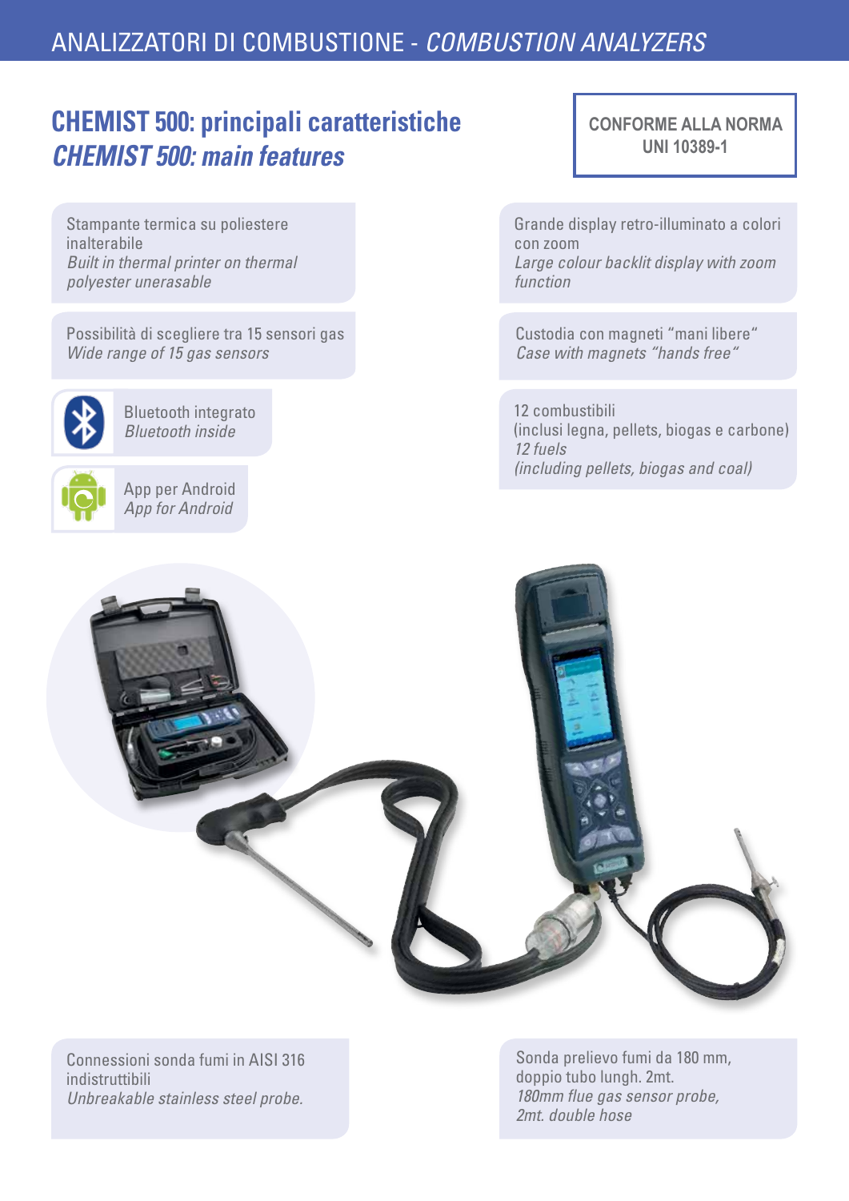# ANALIZZATORI DI COMBUSTIONE - *COMBUSTION ANALYZERS*

## CHEMIST 500: principali caratteristiche
## *CHEMIST 500: main features*

**CONFORME ALLA NORMA UNI 10389-1**

Stampante termica su poliestere inalterabile
*Built in thermal printer on thermal polyester unerasable*

Possibilità di scegliere tra 15 sensori gas
*Wide range of 15 gas sensors*

Bluetooth integrato
*Bluetooth inside*

App per Android
*App for Android*

Grande display retro-illuminato a colori con zoom
*Large colour backlit display with zoom function*

Custodia con magneti "mani libere"
*Case with magnets "hands free"*

12 combustibili
(inclusi legna, pellets, biogas e carbone)
*12 fuels*
*(including pellets, biogas and coal)*

Connessioni sonda fumi in AISI 316 indistruttibili
*Unbreakable stainless steel probe.*

Sonda prelievo fumi da 180 mm, doppio tubo lungh. 2mt.
*180mm flue gas sensor probe, 2mt. double hose*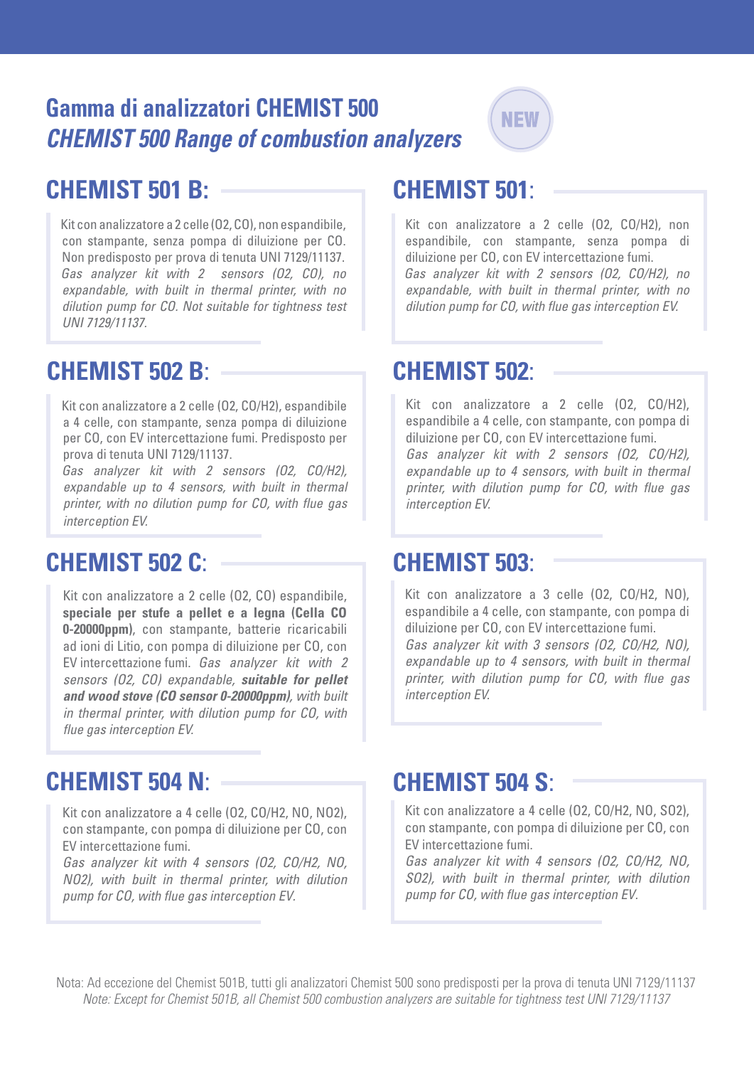# Gamma di analizzatori CHEMIST 500
# *CHEMIST 500 Range of combustion analyzers*

NEW

## CHEMIST 501 B:

Kit con analizzatore a 2 celle ($O_2$, CO), non espandibile, con stampante, senza pompa di diluizione per CO. Non predisposto per prova di tenuta UNI 7129/11137.
*Gas analyzer kit with 2 sensors ($O_2$, CO), no expandable, with built in thermal printer, with no dilution pump for CO. Not suitable for tightness test UNI 7129/11137.*

## CHEMIST 501:

Kit con analizzatore a 2 celle ($O_2$, CO/$H_2$), non espandibile, con stampante, senza pompa di diluizione per CO, con EV intercettazione fumi.
*Gas analyzer kit with 2 sensors ($O_2$, CO/$H_2$), no expandable, with built in thermal printer, with no dilution pump for CO, with flue gas interception EV.*

## CHEMIST 502 B:

Kit con analizzatore a 2 celle ($O_2$, CO/$H_2$), espandibile a 4 celle, con stampante, senza pompa di diluizione per CO, con EV intercettazione fumi. Predisposto per prova di tenuta UNI 7129/11137.
*Gas analyzer kit with 2 sensors ($O_2$, CO/$H_2$), expandable up to 4 sensors, with built in thermal printer, with no dilution pump for CO, with flue gas interception EV.*

## CHEMIST 502:

Kit con analizzatore a 2 celle ($O_2$, CO/$H_2$), espandibile a 4 celle, con stampante, con pompa di diluizione per CO, con EV intercettazione fumi.
*Gas analyzer kit with 2 sensors ($O_2$, CO/$H_2$), expandable up to 4 sensors, with built in thermal printer, with dilution pump for CO, with flue gas interception EV.*

## CHEMIST 502 C:

Kit con analizzatore a 2 celle ($O_2$, CO) espandibile, **speciale per stufe a pellet e a legna (Cella CO 0-20000ppm)**, con stampante, batterie ricaricabili ad ioni di Litio, con pompa di diluizione per CO, con EV intercettazione fumi. *Gas analyzer kit with 2 sensors ($O_2$, CO) expandable, **suitable for pellet and wood stove (CO sensor 0-20000ppm)**, with built in thermal printer, with dilution pump for CO, with flue gas interception EV.*

## CHEMIST 503:

Kit con analizzatore a 3 celle ($O_2$, CO/$H_2$, NO), espandibile a 4 celle, con stampante, con pompa di diluizione per CO, con EV intercettazione fumi.
*Gas analyzer kit with 3 sensors ($O_2$, CO/$H_2$, NO), expandable up to 4 sensors, with built in thermal printer, with dilution pump for CO, with flue gas interception EV.*

## CHEMIST 504 N:

Kit con analizzatore a 4 celle ($O_2$, CO/$H_2$, NO, $NO_2$), con stampante, con pompa di diluizione per CO, con EV intercettazione fumi.
*Gas analyzer kit with 4 sensors ($O_2$, CO/$H_2$, NO, $NO_2$), with built in thermal printer, with dilution pump for CO, with flue gas interception EV.*

## CHEMIST 504 S:

Kit con analizzatore a 4 celle ($O_2$, CO/$H_2$, NO, $SO_2$), con stampante, con pompa di diluizione per CO, con EV intercettazione fumi.
*Gas analyzer kit with 4 sensors ($O_2$, CO/$H_2$, NO, $SO_2$), with built in thermal printer, with dilution pump for CO, with flue gas interception EV.*

Nota: Ad eccezione del Chemist 501B, tutti gli analizzatori Chemist 500 sono predisposti per la prova di tenuta UNI 7129/11137
*Note: Except for Chemist 501B, all Chemist 500 combustion analyzers are suitable for tightness test UNI 7129/11137*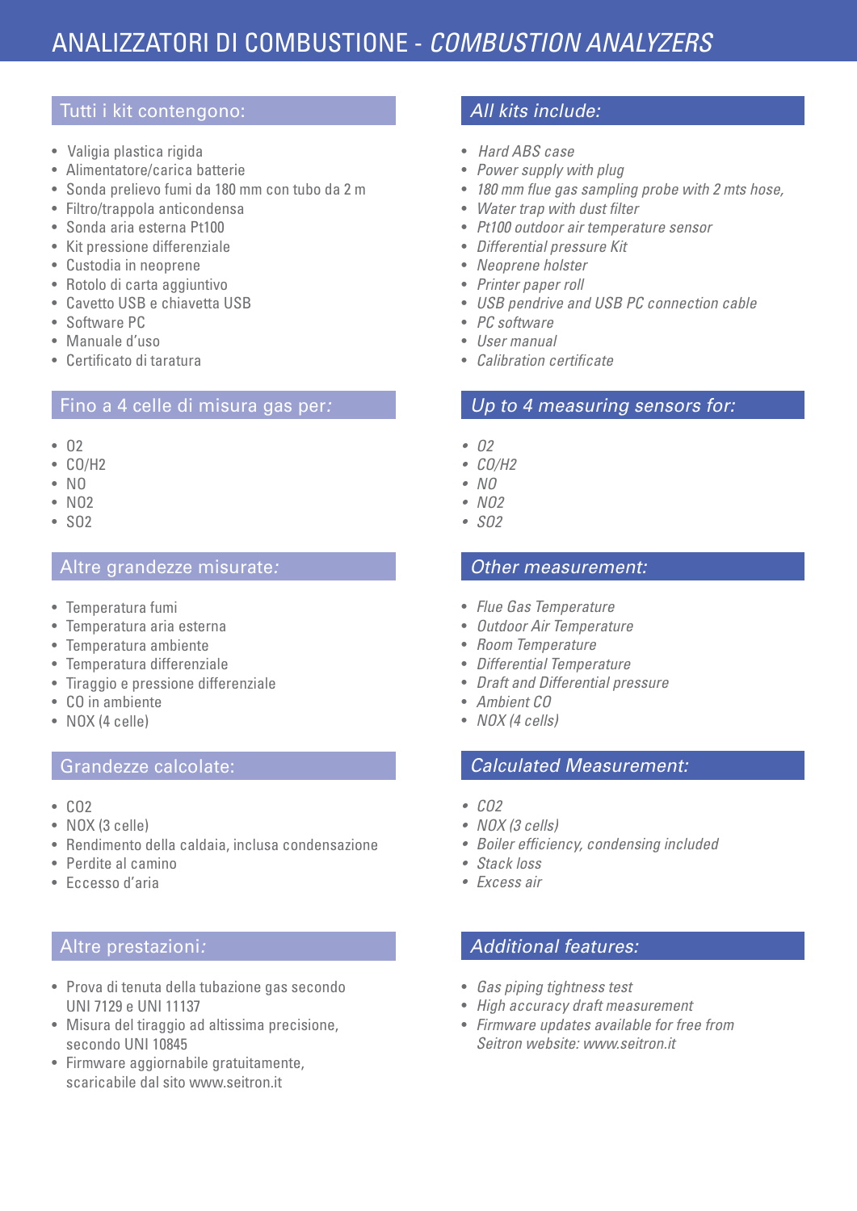# ANALIZZATORI DI COMBUSTIONE - *COMBUSTION ANALYZERS*

## Tutti i kit contengono:

- Valigia plastica rigida
- Alimentatore/carica batterie
- Sonda prelievo fumi da 180 mm con tubo da 2 m
- Filtro/trappola anticondensa
- Sonda aria esterna Pt100
- Kit pressione differenziale
- Custodia in neoprene
- Rotolo di carta aggiuntivo
- Cavetto USB e chiavetta USB
- Software PC
- Manuale d'uso
- Certificato di taratura

## Fino a 4 celle di misura gas per:

- $O_2$
- CO/$H_2$
- NO
- $NO_2$
- $SO_2$

## Altre grandezze misurate:

- Temperatura fumi
- Temperatura aria esterna
- Temperatura ambiente
- Temperatura differenziale
- Tiraggio e pressione differenziale
- CO in ambiente
- NOX (4 celle)

## Grandezze calcolate:

- $CO_2$
- NOX (3 celle)
- Rendimento della caldaia, inclusa condensazione
- Perdite al camino
- Eccesso d'aria

## Altre prestazioni:

- Prova di tenuta della tubazione gas secondo UNI 7129 e UNI 11137
- Misura del tiraggio ad altissima precisione, secondo UNI 10845
- Firmware aggiornabile gratuitamente, scaricabile dal sito www.seitron.it

## *All kits include:*

- *Hard ABS case*
- *Power supply with plug*
- *180 mm flue gas sampling probe with 2 mts hose,*
- *Water trap with dust filter*
- *Pt100 outdoor air temperature sensor*
- *Differential pressure Kit*
- *Neoprene holster*
- *Printer paper roll*
- *USB pendrive and USB PC connection cable*
- *PC software*
- *User manual*
- *Calibration certificate*

## *Up to 4 measuring sensors for:*

- $O_2$
- CO/$H_2$
- *NO*
- $NO_2$
- $SO_2$

## *Other measurement:*

- *Flue Gas Temperature*
- *Outdoor Air Temperature*
- *Room Temperature*
- *Differential Temperature*
- *Draft and Differential pressure*
- *Ambient CO*
- *NOX (4 cells)*

## *Calculated Measurement:*

- $CO_2$
- *NOX (3 cells)*
- *Boiler efficiency, condensing included*
- *Stack loss*
- *Excess air*

## *Additional features:*

- *Gas piping tightness test*
- *High accuracy draft measurement*
- *Firmware updates available for free from Seitron website: www.seitron.it*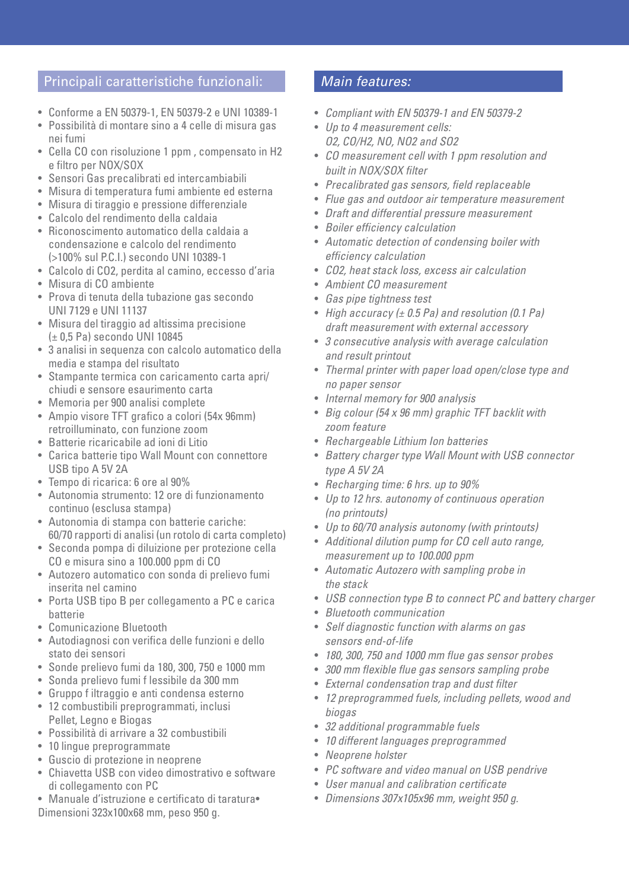## Principali caratteristiche funzionali:

- Conforme a EN 50379-1, EN 50379-2 e UNI 10389-1
- Possibilità di montare sino a 4 celle di misura gas nei fumi
- Cella CO con risoluzione 1 ppm , compensato in H2 e filtro per NOX/SOX
- Sensori Gas precalibrati ed intercambiabili
- Misura di temperatura fumi ambiente ed esterna
- Misura di tiraggio e pressione differenziale
- Calcolo del rendimento della caldaia
- Riconoscimento automatico della caldaia a condensazione e calcolo del rendimento (>100% sul P.C.I.) secondo UNI 10389-1
- Calcolo di CO2, perdita al camino, eccesso d'aria
- Misura di CO ambiente
- Prova di tenuta della tubazione gas secondo UNI 7129 e UNI 11137
- Misura del tiraggio ad altissima precisione (± 0,5 Pa) secondo UNI 10845
- 3 analisi in sequenza con calcolo automatico della media e stampa del risultato
- Stampante termica con caricamento carta apri/chiudi e sensore esaurimento carta
- Memoria per 900 analisi complete
- Ampio visore TFT grafico a colori (54x 96mm) retroilluminato, con funzione zoom
- Batterie ricaricabile ad ioni di Litio
- Carica batterie tipo Wall Mount con connettore USB tipo A 5V 2A
- Tempo di ricarica: 6 ore al 90%
- Autonomia strumento: 12 ore di funzionamento continuo (esclusa stampa)
- Autonomia di stampa con batterie cariche: 60/70 rapporti di analisi (un rotolo di carta completo)
- Seconda pompa di diluizione per protezione cella CO e misura sino a 100.000 ppm di CO
- Autozero automatico con sonda di prelievo fumi inserita nel camino
- Porta USB tipo B per collegamento a PC e carica batterie
- Comunicazione Bluetooth
- Autodiagnosi con verifica delle funzioni e dello stato dei sensori
- Sonde prelievo fumi da 180, 300, 750 e 1000 mm
- Sonda prelievo fumi f lessibile da 300 mm
- Gruppo f iltraggio e anti condensa esterno
- 12 combustibili preprogrammati, inclusi Pellet, Legno e Biogas
- Possibilità di arrivare a 32 combustibili
- 10 lingue preprogrammate
- Guscio di protezione in neoprene
- Chiavetta USB con video dimostrativo e software di collegamento con PC
- Manuale d'istruzione e certificato di taratura• Dimensioni 323x100x68 mm, peso 950 g.

## *Main features:*

- *Compliant with EN 50379-1 and EN 50379-2*
- *Up to 4 measurement cells: O2, CO/H2, NO, NO2 and SO2*
- *CO measurement cell with 1 ppm resolution and built in NOX/SOX filter*
- *Precalibrated gas sensors, field replaceable*
- *Flue gas and outdoor air temperature measurement*
- *Draft and differential pressure measurement*
- *Boiler efficiency calculation*
- *Automatic detection of condensing boiler with efficiency calculation*
- *CO2, heat stack loss, excess air calculation*
- *Ambient CO measurement*
- *Gas pipe tightness test*
- *High accuracy (± 0.5 Pa) and resolution (0.1 Pa) draft measurement with external accessory*
- *3 consecutive analysis with average calculation and result printout*
- *Thermal printer with paper load open/close type and no paper sensor*
- *Internal memory for 900 analysis*
- *Big colour (54 x 96 mm) graphic TFT backlit with zoom feature*
- *Rechargeable Lithium Ion batteries*
- *Battery charger type Wall Mount with USB connector type A 5V 2A*
- *Recharging time: 6 hrs. up to 90%*
- *Up to 12 hrs. autonomy of continuous operation (no printouts)*
- *Up to 60/70 analysis autonomy (with printouts)*
- *Additional dilution pump for CO cell auto range, measurement up to 100.000 ppm*
- *Automatic Autozero with sampling probe in the stack*
- *USB connection type B to connect PC and battery charger*
- *Bluetooth communication*
- *Self diagnostic function with alarms on gas sensors end-of-life*
- *180, 300, 750 and 1000 mm flue gas sensor probes*
- *300 mm flexible flue gas sensors sampling probe*
- *External condensation trap and dust filter*
- *12 preprogrammed fuels, including pellets, wood and biogas*
- *32 additional programmable fuels*
- *10 different languages preprogrammed*
- *Neoprene holster*
- *PC software and video manual on USB pendrive*
- *User manual and calibration certificate*
- *Dimensions 307x105x96 mm, weight 950 g.*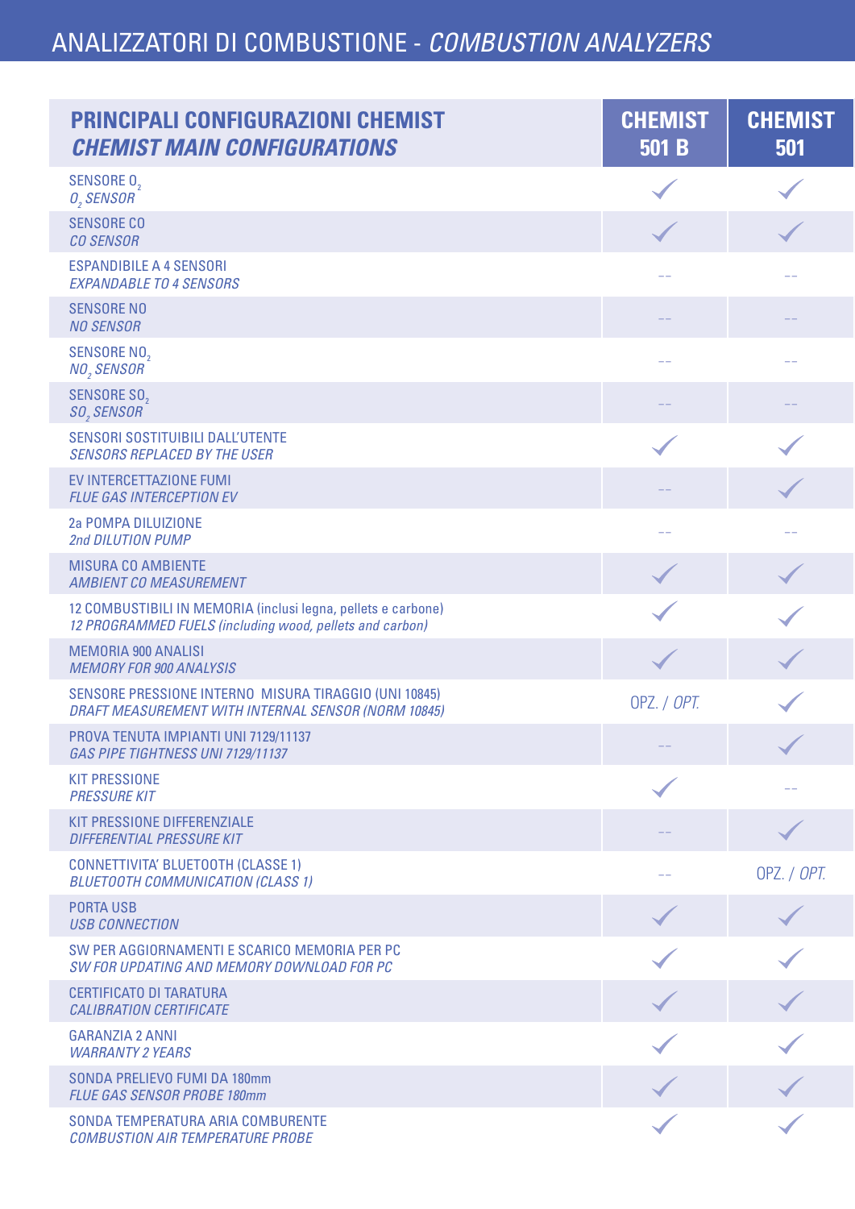# ANALIZZATORI DI COMBUSTIONE - *COMBUSTION ANALYZERS*

| **PRINCIPALI CONFIGURAZIONI CHEMIST** <br> ***CHEMIST MAIN CONFIGURATIONS*** | **CHEMIST 501 B** | **CHEMIST 501** |
|---|---|---|
| SENSORE $O_2$ <br> *$O_2$ SENSOR* | ✓ | ✓ |
| SENSORE CO <br> *CO SENSOR* | ✓ | ✓ |
| ESPANDIBILE A 4 SENSORI <br> *EXPANDABLE TO 4 SENSORS* | -- | -- |
| SENSORE NO <br> *NO SENSOR* | -- | -- |
| SENSORE $NO_2$ <br> *$NO_2$ SENSOR* | -- | -- |
| SENSORE $SO_2$ <br> *$SO_2$ SENSOR* | -- | -- |
| SENSORI SOSTITUIBILI DALL'UTENTE <br> *SENSORS REPLACED BY THE USER* | ✓ | ✓ |
| EV INTERCETTAZIONE FUMI <br> *FLUE GAS INTERCEPTION EV* | -- | ✓ |
| 2a POMPA DILUIZIONE <br> *2nd DILUTION PUMP* | -- | -- |
| MISURA CO AMBIENTE <br> *AMBIENT CO MEASUREMENT* | ✓ | ✓ |
| 12 COMBUSTIBILI IN MEMORIA (inclusi legna, pellets e carbone) <br> *12 PROGRAMMED FUELS (including wood, pellets and carbon)* | ✓ | ✓ |
| MEMORIA 900 ANALISI <br> *MEMORY FOR 900 ANALYSIS* | ✓ | ✓ |
| SENSORE PRESSIONE INTERNO MISURA TIRAGGIO (UNI 10845) <br> *DRAFT MEASUREMENT WITH INTERNAL SENSOR (NORM 10845)* | OPZ. / *OPT.* | ✓ |
| PROVA TENUTA IMPIANTI UNI 7129/11137 <br> *GAS PIPE TIGHTNESS UNI 7129/11137* | -- | ✓ |
| KIT PRESSIONE <br> *PRESSURE KIT* | ✓ | -- |
| KIT PRESSIONE DIFFERENZIALE <br> *DIFFERENTIAL PRESSURE KIT* | -- | ✓ |
| CONNETTIVITA' BLUETOOTH (CLASSE 1) <br> *BLUETOOTH COMMUNICATION (CLASS 1)* | -- | OPZ. / *OPT.* |
| PORTA USB <br> *USB CONNECTION* | ✓ | ✓ |
| SW PER AGGIORNAMENTI E SCARICO MEMORIA PER PC <br> *SW FOR UPDATING AND MEMORY DOWNLOAD FOR PC* | ✓ | ✓ |
| CERTIFICATO DI TARATURA <br> *CALIBRATION CERTIFICATE* | ✓ | ✓ |
| GARANZIA 2 ANNI <br> *WARRANTY 2 YEARS* | ✓ | ✓ |
| SONDA PRELIEVO FUMI DA 180mm <br> *FLUE GAS SENSOR PROBE 180mm* | ✓ | ✓ |
| SONDA TEMPERATURA ARIA COMBURENTE <br> *COMBUSTION AIR TEMPERATURE PROBE* | ✓ | ✓ |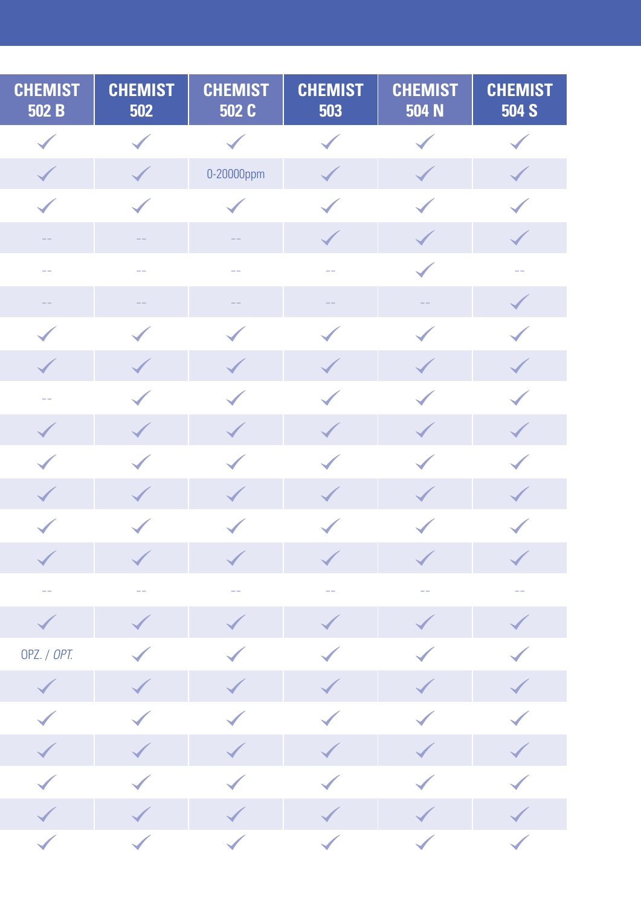| CHEMIST 502 B | CHEMIST 502 | CHEMIST 502 C | CHEMIST 503 | CHEMIST 504 N | CHEMIST 504 S |
|---|---|---|---|---|---|
| ✓ | ✓ | ✓ | ✓ | ✓ | ✓ |
| ✓ | ✓ | 0-20000ppm | ✓ | ✓ | ✓ |
| ✓ | ✓ | ✓ | ✓ | ✓ | ✓ |
| -- | -- | -- | ✓ | ✓ | ✓ |
| -- | -- | -- | -- | ✓ | -- |
| -- | -- | -- | -- | -- | ✓ |
| ✓ | ✓ | ✓ | ✓ | ✓ | ✓ |
| ✓ | ✓ | ✓ | ✓ | ✓ | ✓ |
| -- | ✓ | ✓ | ✓ | ✓ | ✓ |
| ✓ | ✓ | ✓ | ✓ | ✓ | ✓ |
| ✓ | ✓ | ✓ | ✓ | ✓ | ✓ |
| ✓ | ✓ | ✓ | ✓ | ✓ | ✓ |
| ✓ | ✓ | ✓ | ✓ | ✓ | ✓ |
| ✓ | ✓ | ✓ | ✓ | ✓ | ✓ |
| -- | -- | -- | -- | -- | -- |
| ✓ | ✓ | ✓ | ✓ | ✓ | ✓ |
| OPZ. / *OPT.* | ✓ | ✓ | ✓ | ✓ | ✓ |
| ✓ | ✓ | ✓ | ✓ | ✓ | ✓ |
| ✓ | ✓ | ✓ | ✓ | ✓ | ✓ |
| ✓ | ✓ | ✓ | ✓ | ✓ | ✓ |
| ✓ | ✓ | ✓ | ✓ | ✓ | ✓ |
| ✓ | ✓ | ✓ | ✓ | ✓ | ✓ |
| ✓ | ✓ | ✓ | ✓ | ✓ | ✓ |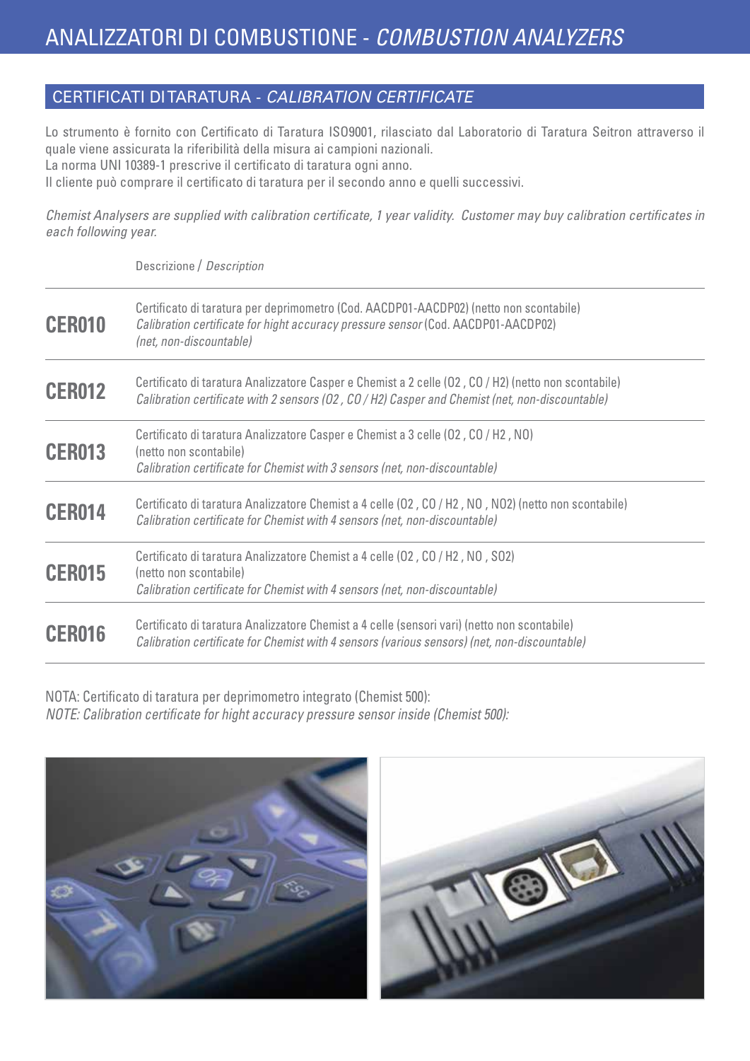# ANALIZZATORI DI COMBUSTIONE - *COMBUSTION ANALYZERS*

## CERTIFICATI DI TARATURA - *CALIBRATION CERTIFICATE*

Lo strumento è fornito con Certificato di Taratura ISO9001, rilasciato dal Laboratorio di Taratura Seitron attraverso il quale viene assicurata la riferibilità della misura ai campioni nazionali.
La norma UNI 10389-1 prescrive il certificato di taratura ogni anno.
Il cliente può comprare il certificato di taratura per il secondo anno e quelli successivi.

*Chemist Analysers are supplied with calibration certificate, 1 year validity. Customer may buy calibration certificates in each following year.*

| | Descrizione / *Description* |
|---|---|
| **CER010** | Certificato di taratura per deprimometro (Cod. AACDP01-AACDP02) (netto non scontabile)<br>*Calibration certificate for hight accuracy pressure sensor* (Cod. AACDP01-AACDP02)<br>*(net, non-discountable)* |
| **CER012** | Certificato di taratura Analizzatore Casper e Chemist a 2 celle ($O_2$ , CO / $H_2$) (netto non scontabile)<br>*Calibration certificate with 2 sensors ($O_2$ , CO / $H_2$) Casper and Chemist (net, non-discountable)* |
| **CER013** | Certificato di taratura Analizzatore Casper e Chemist a 3 celle ($O_2$ , CO / $H_2$ , NO)<br>(netto non scontabile)<br>*Calibration certificate for Chemist with 3 sensors (net, non-discountable)* |
| **CER014** | Certificato di taratura Analizzatore Chemist a 4 celle ($O_2$ , CO / $H_2$ , NO , $NO_2$) (netto non scontabile)<br>*Calibration certificate for Chemist with 4 sensors (net, non-discountable)* |
| **CER015** | Certificato di taratura Analizzatore Chemist a 4 celle ($O_2$ , CO / $H_2$ , NO , $SO_2$)<br>(netto non scontabile)<br>*Calibration certificate for Chemist with 4 sensors (net, non-discountable)* |
| **CER016** | Certificato di taratura Analizzatore Chemist a 4 celle (sensori vari) (netto non scontabile)<br>*Calibration certificate for Chemist with 4 sensors (various sensors) (net, non-discountable)* |

NOTA: Certificato di taratura per deprimometro integrato (Chemist 500):
*NOTE: Calibration certificate for hight accuracy pressure sensor inside (Chemist 500):*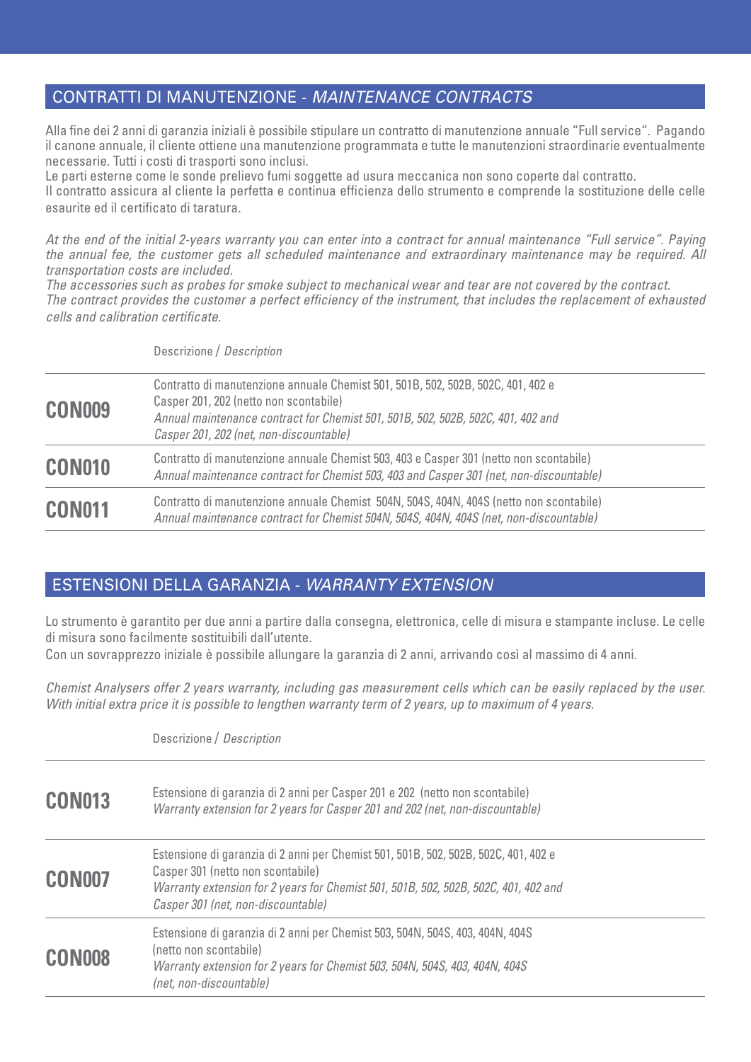## CONTRATTI DI MANUTENZIONE - *MAINTENANCE CONTRACTS*

Alla fine dei 2 anni di garanzia iniziali è possibile stipulare un contratto di manutenzione annuale "Full service". Pagando il canone annuale, il cliente ottiene una manutenzione programmata e tutte le manutenzioni straordinarie eventualmente necessarie. Tutti i costi di trasporti sono inclusi.
Le parti esterne come le sonde prelievo fumi soggette ad usura meccanica non sono coperte dal contratto.
Il contratto assicura al cliente la perfetta e continua efficienza dello strumento e comprende la sostituzione delle celle esaurite ed il certificato di taratura.

*At the end of the initial 2-years warranty you can enter into a contract for annual maintenance "Full service". Paying the annual fee, the customer gets all scheduled maintenance and extraordinary maintenance may be required. All transportation costs are included.*
*The accessories such as probes for smoke subject to mechanical wear and tear are not covered by the contract.*
*The contract provides the customer a perfect efficiency of the instrument, that includes the replacement of exhausted cells and calibration certificate.*

| | Descrizione / *Description* |
|---|---|
| **CON009** | Contratto di manutenzione annuale Chemist 501, 501B, 502, 502B, 502C, 401, 402 e Casper 201, 202 (netto non scontabile)<br>*Annual maintenance contract for Chemist 501, 501B, 502, 502B, 502C, 401, 402 and Casper 201, 202 (net, non-discountable)* |
| **CON010** | Contratto di manutenzione annuale Chemist 503, 403 e Casper 301 (netto non scontabile)<br>*Annual maintenance contract for Chemist 503, 403 and Casper 301 (net, non-discountable)* |
| **CON011** | Contratto di manutenzione annuale Chemist 504N, 504S, 404N, 404S (netto non scontabile)<br>*Annual maintenance contract for Chemist 504N, 504S, 404N, 404S (net, non-discountable)* |

## ESTENSIONI DELLA GARANZIA - *WARRANTY EXTENSION*

Lo strumento è garantito per due anni a partire dalla consegna, elettronica, celle di misura e stampante incluse. Le celle di misura sono facilmente sostituibili dall'utente.
Con un sovrapprezzo iniziale è possibile allungare la garanzia di 2 anni, arrivando così al massimo di 4 anni.

*Chemist Analysers offer 2 years warranty, including gas measurement cells which can be easily replaced by the user. With initial extra price it is possible to lengthen warranty term of 2 years, up to maximum of 4 years.*

| | Descrizione / *Description* |
|---|---|
| **CON013** | Estensione di garanzia di 2 anni per Casper 201 e 202 (netto non scontabile)<br>*Warranty extension for 2 years for Casper 201 and 202 (net, non-discountable)* |
| **CON007** | Estensione di garanzia di 2 anni per Chemist 501, 501B, 502, 502B, 502C, 401, 402 e Casper 301 (netto non scontabile)<br>*Warranty extension for 2 years for Chemist 501, 501B, 502, 502B, 502C, 401, 402 and Casper 301 (net, non-discountable)* |
| **CON008** | Estensione di garanzia di 2 anni per Chemist 503, 504N, 504S, 403, 404N, 404S (netto non scontabile)<br>*Warranty extension for 2 years for Chemist 503, 504N, 504S, 403, 404N, 404S (net, non-discountable)* |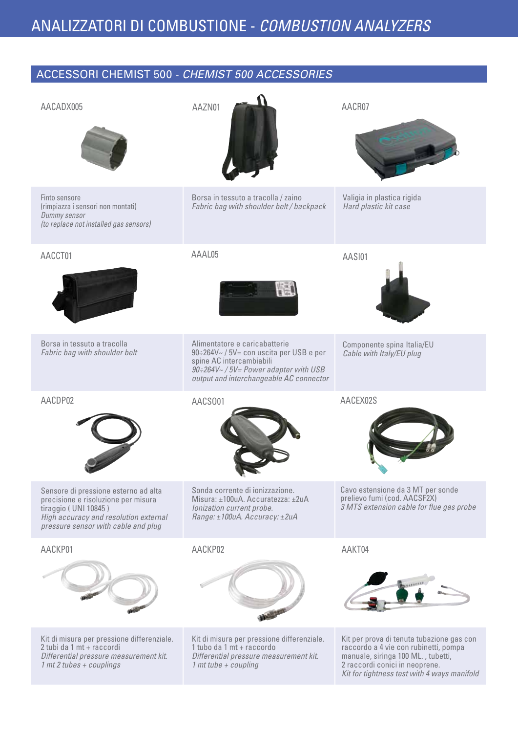# ANALIZZATORI DI COMBUSTIONE - *COMBUSTION ANALYZERS*

## ACCESSORI CHEMIST 500 - *CHEMIST 500 ACCESSORIES*

**AACADX005**

Finto sensore
(rimpiazza i sensori non montati)
*Dummy sensor*
*(to replace not installed gas sensors)*

**AAZN01**

Borsa in tessuto a tracolla / zaino
*Fabric bag with shoulder belt / backpack*

**AACR07**

Valigia in plastica rigida
*Hard plastic kit case*

**AACCT01**

Borsa in tessuto a tracolla
*Fabric bag with shoulder belt*

**AAAL05**

Alimentatore e caricabatterie
90÷264V~ / 5V= con uscita per USB e per spine AC intercambiabili
*90÷264V~ / 5V= Power adapter with USB output and interchangeable AC connector*

**AASI01**

Componente spina Italia/EU
*Cable with Italy/EU plug*

**AACDP02**

Sensore di pressione esterno ad alta precisione e risoluzione per misura tiraggio ( UNI 10845 )
*High accuracy and resolution external pressure sensor with cable and plug*

**AACSO01**

Sonda corrente di ionizzazione.
Misura: ±100uA. Accuratezza: ±2uA
*Ionization current probe.*
*Range: ±100uA. Accuracy: ±2uA*

**AACEX02S**

Cavo estensione da 3 MT per sonde prelievo fumi (cod. AACSF2X)
*3 MTS extension cable for flue gas probe*

**AACKP01**

Kit di misura per pressione differenziale.
2 tubi da 1 mt + raccordi
*Differential pressure measurement kit.*
*1 mt 2 tubes + couplings*

**AACKP02**

Kit di misura per pressione differenziale.
1 tubo da 1 mt + raccordo
*Differential pressure measurement kit.*
*1 mt tube + coupling*

**AAKT04**

Kit per prova di tenuta tubazione gas con raccordo a 4 vie con rubinetti, pompa manuale, siringa 100 ML. , tubetti, 2 raccordi conici in neoprene.
*Kit for tightness test with 4 ways manifold*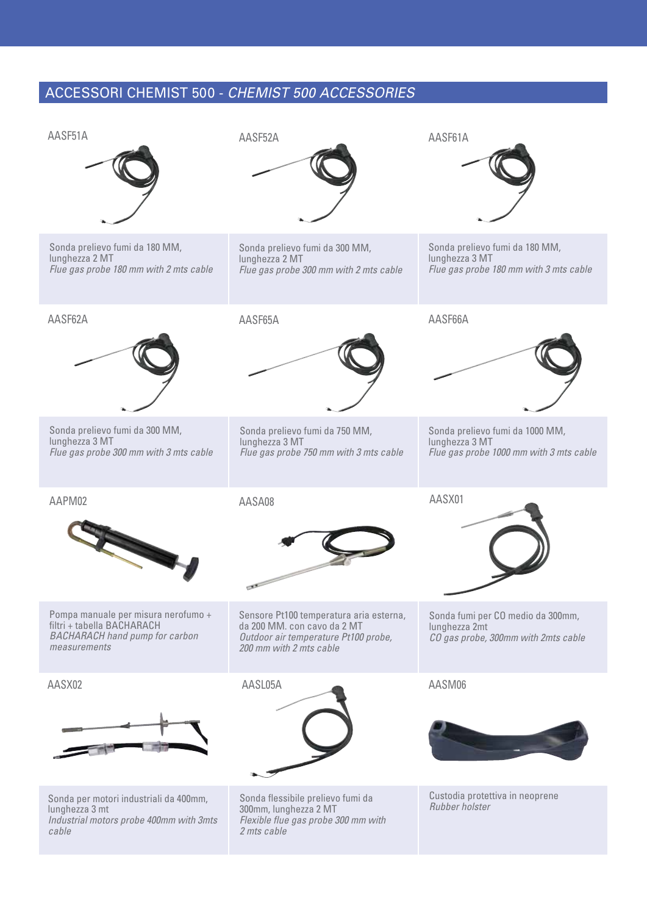## ACCESSORI CHEMIST 500 - *CHEMIST 500 ACCESSORIES*

AASF51A

Sonda prelievo fumi da 180 MM, lunghezza 2 MT
*Flue gas probe 180 mm with 2 mts cable*

AASF52A

Sonda prelievo fumi da 300 MM, lunghezza 2 MT
*Flue gas probe 300 mm with 2 mts cable*

AASF61A

Sonda prelievo fumi da 180 MM, lunghezza 3 MT
*Flue gas probe 180 mm with 3 mts cable*

AASF62A

Sonda prelievo fumi da 300 MM, lunghezza 3 MT
*Flue gas probe 300 mm with 3 mts cable*

AASF65A

Sonda prelievo fumi da 750 MM, lunghezza 3 MT
*Flue gas probe 750 mm with 3 mts cable*

AASF66A

Sonda prelievo fumi da 1000 MM, lunghezza 3 MT
*Flue gas probe 1000 mm with 3 mts cable*

AAPM02

Pompa manuale per misura nerofumo + filtri + tabella BACHARACH
*BACHARACH hand pump for carbon measurements*

AASA08

Sensore Pt100 temperatura aria esterna, da 200 MM. con cavo da 2 MT
*Outdoor air temperature Pt100 probe, 200 mm with 2 mts cable*

AASX01

Sonda fumi per CO medio da 300mm, lunghezza 2mt
*CO gas probe, 300mm with 2mts cable*

AASX02

Sonda per motori industriali da 400mm, lunghezza 3 mt
*Industrial motors probe 400mm with 3mts cable*

AASL05A

Sonda flessibile prelievo fumi da 300mm, lunghezza 2 MT
*Flexible flue gas probe 300 mm with 2 mts cable*

AASM06

Custodia protettiva in neoprene
*Rubber holster*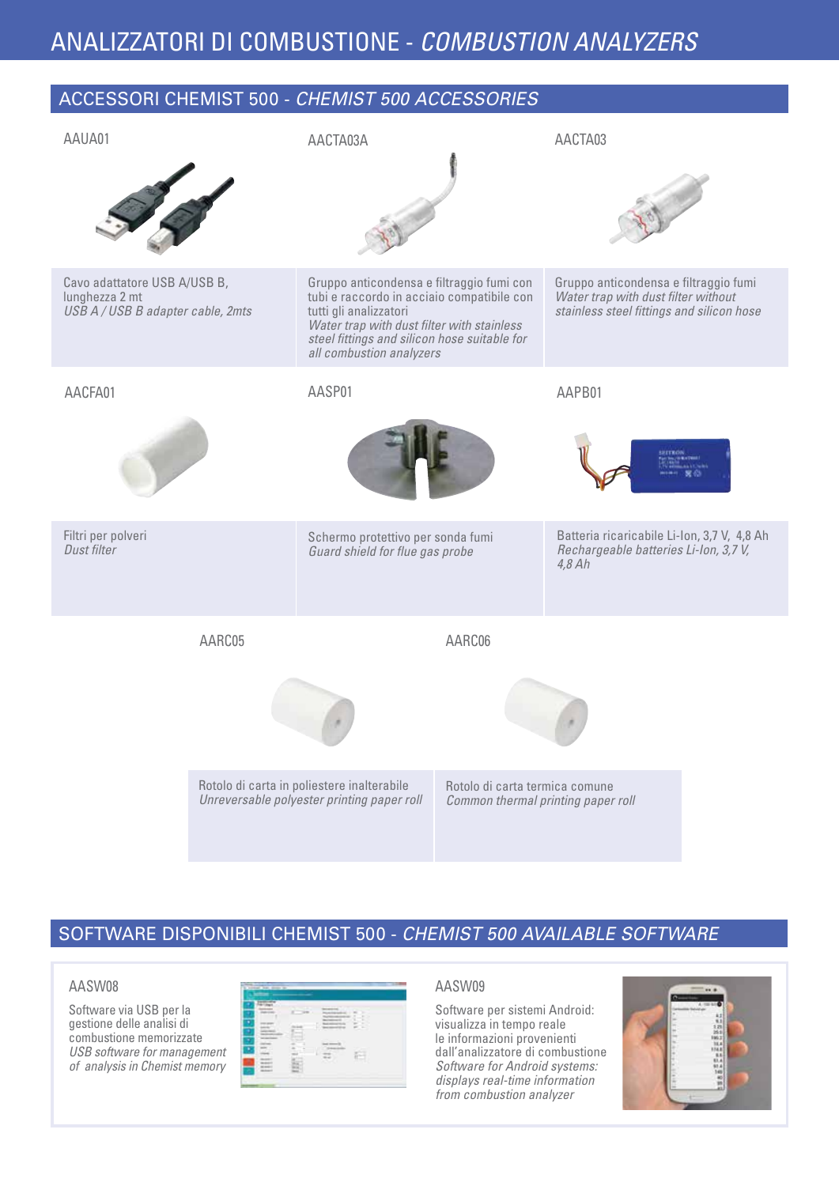# ANALIZZATORI DI COMBUSTIONE - *COMBUSTION ANALYZERS*

## ACCESSORI CHEMIST 500 - *CHEMIST 500 ACCESSORIES*

| AAUA01 | AACTA03A | AACTA03 |
|---|---|---|
| Cavo adattatore USB A/USB B, lunghezza 2 mt<br>*USB A / USB B adapter cable, 2mts* | Gruppo anticondensa e filtraggio fumi con tubi e raccordo in acciaio compatibile con tutti gli analizzatori<br>*Water trap with dust filter with stainless steel fittings and silicon hose suitable for all combustion analyzers* | Gruppo anticondensa e filtraggio fumi<br>*Water trap with dust filter without stainless steel fittings and silicon hose* |

| AACFA01 | AASP01 | AAPB01 |
|---|---|---|
| Filtri per polveri<br>*Dust filter* | Schermo protettivo per sonda fumi<br>*Guard shield for flue gas probe* | Batteria ricaricabile Li-Ion, 3,7 V, 4,8 Ah<br>*Rechargeable batteries Li-Ion, 3,7 V, 4,8 Ah* |

| AARC05 | AARC06 |
|---|---|
| Rotolo di carta in poliestere inalterabile<br>*Unreversable polyester printing paper roll* | Rotolo di carta termica comune<br>*Common thermal printing paper roll* |

## SOFTWARE DISPONIBILI CHEMIST 500 - *CHEMIST 500 AVAILABLE SOFTWARE*

**AASW08**

Software via USB per la gestione delle analisi di combustione memorizzate
*USB software for management of analysis in Chemist memory*

**AASW09**

Software per sistemi Android: visualizza in tempo reale le informazioni provenienti dall'analizzatore di combustione
*Software for Android systems: displays real-time information from combustion analyzer*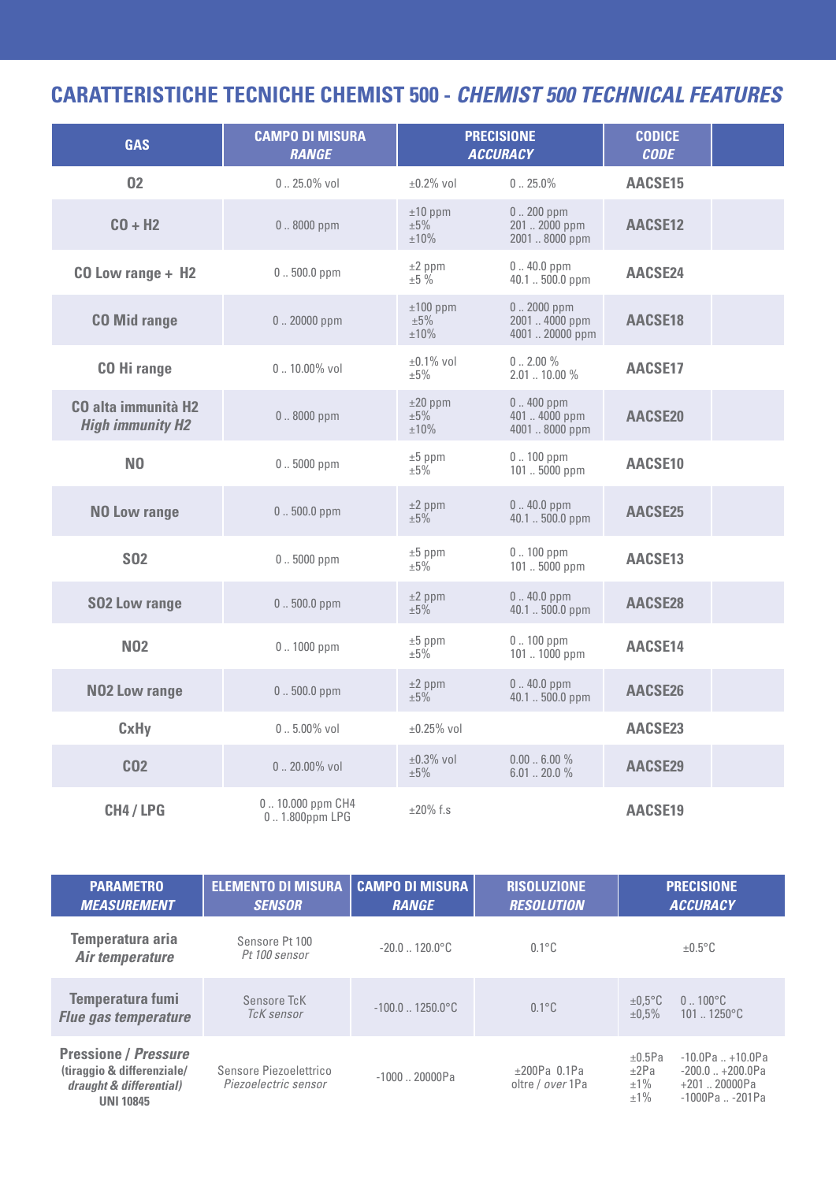## CARATTERISTICHE TECNICHE CHEMIST 500 - *CHEMIST 500 TECHNICAL FEATURES*

| GAS | CAMPO DI MISURA *RANGE* | PRECISIONE *ACCURACY* | | CODICE *CODE* |
|---|---|---|---|---|
| O2 | 0 .. 25.0% vol | ±0.2% vol | 0 .. 25.0% | AACSE15 |
| CO + H2 | 0 .. 8000 ppm | ±10 ppm<br>±5%<br>±10% | 0 .. 200 ppm<br>201 .. 2000 ppm<br>2001 .. 8000 ppm | AACSE12 |
| CO Low range + H2 | 0 .. 500.0 ppm | ±2 ppm<br>±5 % | 0 .. 40.0 ppm<br>40.1 .. 500.0 ppm | AACSE24 |
| CO Mid range | 0 .. 20000 ppm | ±100 ppm<br>±5%<br>±10% | 0 .. 2000 ppm<br>2001 .. 4000 ppm<br>4001 .. 20000 ppm | AACSE18 |
| CO Hi range | 0 .. 10.00% vol | ±0.1% vol<br>±5% | 0 .. 2.00 %<br>2.01 .. 10.00 % | AACSE17 |
| CO alta immunità H2<br>*High immunity H2* | 0 .. 8000 ppm | ±20 ppm<br>±5%<br>±10% | 0 .. 400 ppm<br>401 .. 4000 ppm<br>4001 .. 8000 ppm | AACSE20 |
| NO | 0 .. 5000 ppm | ±5 ppm<br>±5% | 0 .. 100 ppm<br>101 .. 5000 ppm | AACSE10 |
| NO Low range | 0 .. 500.0 ppm | ±2 ppm<br>±5% | 0 .. 40.0 ppm<br>40.1 .. 500.0 ppm | AACSE25 |
| SO2 | 0 .. 5000 ppm | ±5 ppm<br>±5% | 0 .. 100 ppm<br>101 .. 5000 ppm | AACSE13 |
| SO2 Low range | 0 .. 500.0 ppm | ±2 ppm<br>±5% | 0 .. 40.0 ppm<br>40.1 .. 500.0 ppm | AACSE28 |
| NO2 | 0 .. 1000 ppm | ±5 ppm<br>±5% | 0 .. 100 ppm<br>101 .. 1000 ppm | AACSE14 |
| NO2 Low range | 0 .. 500.0 ppm | ±2 ppm<br>±5% | 0 .. 40.0 ppm<br>40.1 .. 500.0 ppm | AACSE26 |
| CxHy | 0 .. 5.00% vol | ±0.25% vol | | AACSE23 |
| CO2 | 0 .. 20.00% vol | ±0.3% vol<br>±5% | 0.00 .. 6.00 %<br>6.01 .. 20.0 % | AACSE29 |
| CH4 / LPG | 0 .. 10.000 ppm CH4<br>0 .. 1.800ppm LPG | ±20% f.s | | AACSE19 |

| PARAMETRO *MEASUREMENT* | ELEMENTO DI MISURA *SENSOR* | CAMPO DI MISURA *RANGE* | RISOLUZIONE *RESOLUTION* | PRECISIONE *ACCURACY* | |
|---|---|---|---|---|---|
| Temperatura aria<br>*Air temperature* | Sensore Pt 100<br>*Pt 100 sensor* | -20.0 .. 120.0°C | 0.1°C | ±0.5°C | |
| Temperatura fumi<br>*Flue gas temperature* | Sensore TcK<br>*TcK sensor* | -100.0 .. 1250.0°C | 0.1°C | ±0,5°C<br>±0,5% | 0 .. 100°C<br>101 .. 1250°C |
| Pressione / *Pressure*<br>(tiraggio & differenziale/ *draught & differential*)<br>UNI 10845 | Sensore Piezoelettrico<br>*Piezoelectric sensor* | -1000 .. 20000Pa | ±200Pa 0.1Pa<br>oltre / *over* 1Pa | ±0.5Pa<br>±2Pa<br>±1%<br>±1% | -10.0Pa .. +10.0Pa<br>-200.0 .. +200.0Pa<br>+201 .. 20000Pa<br>-1000Pa .. -201Pa |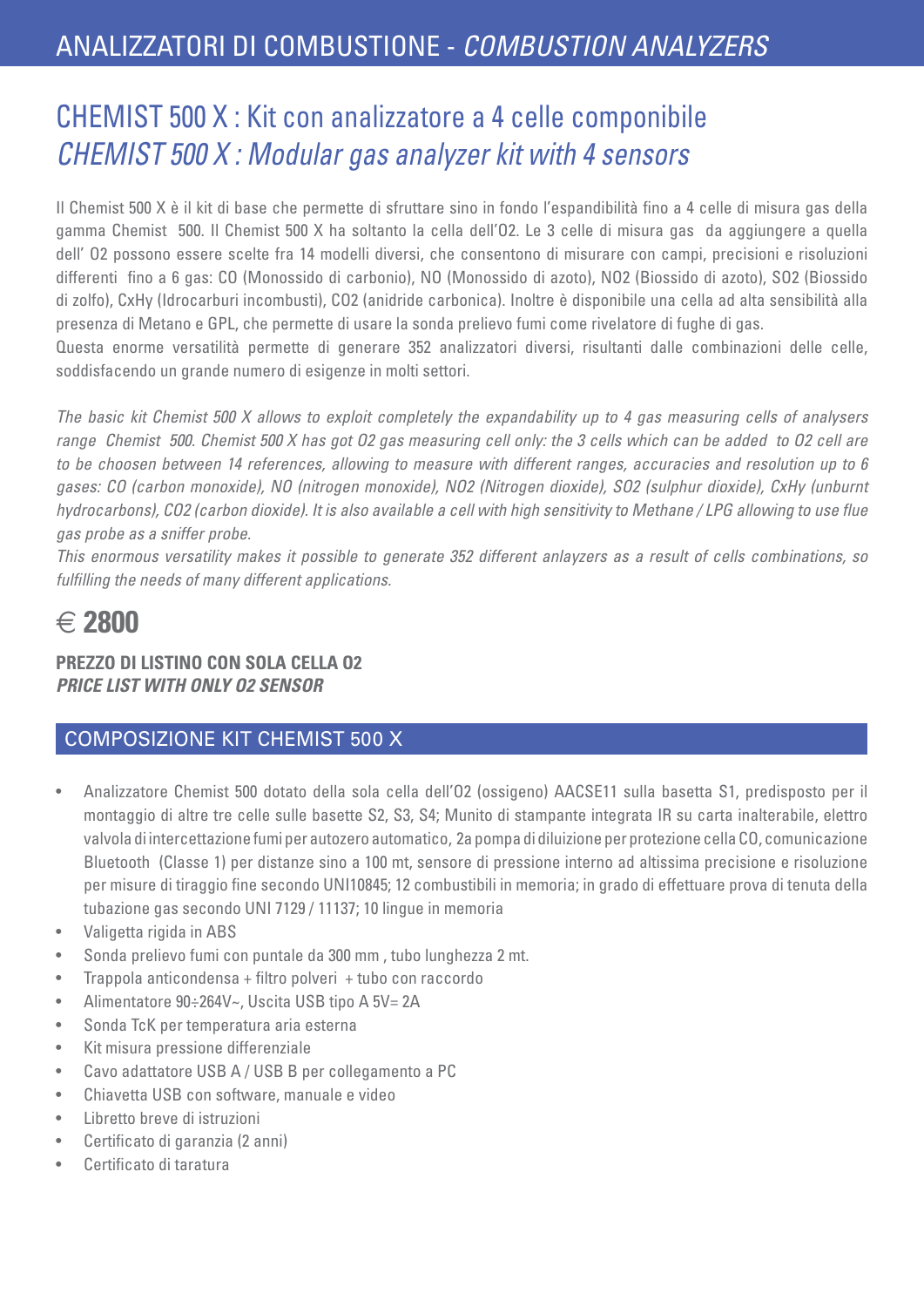# CHEMIST 500 X : Kit con analizzatore a 4 celle componibile
# *CHEMIST 500 X : Modular gas analyzer kit with 4 sensors*

Il Chemist 500 X è il kit di base che permette di sfruttare sino in fondo l'espandibilità fino a 4 celle di misura gas della gamma Chemist 500. Il Chemist 500 X ha soltanto la cella dell'O2. Le 3 celle di misura gas da aggiungere a quella dell' O2 possono essere scelte fra 14 modelli diversi, che consentono di misurare con campi, precisioni e risoluzioni differenti fino a 6 gas: CO (Monossido di carbonio), NO (Monossido di azoto), NO2 (Biossido di azoto), SO2 (Biossido di zolfo), CxHy (Idrocarburi incombusti), CO2 (anidride carbonica). Inoltre è disponibile una cella ad alta sensibilità alla presenza di Metano e GPL, che permette di usare la sonda prelievo fumi come rivelatore di fughe di gas.
Questa enorme versatilità permette di generare 352 analizzatori diversi, risultanti dalle combinazioni delle celle, soddisfacendo un grande numero di esigenze in molti settori.

*The basic kit Chemist 500 X allows to exploit completely the expandability up to 4 gas measuring cells of analysers range Chemist 500. Chemist 500 X has got O2 gas measuring cell only: the 3 cells which can be added to O2 cell are to be choosen between 14 references, allowing to measure with different ranges, accuracies and resolution up to 6 gases: CO (carbon monoxide), NO (nitrogen monoxide), NO2 (Nitrogen dioxide), SO2 (sulphur dioxide), CxHy (unburnt hydrocarbons), CO2 (carbon dioxide). It is also available a cell with high sensitivity to Methane / LPG allowing to use flue gas probe as a sniffer probe.*
*This enormous versatility makes it possible to generate 352 different anlayzers as a result of cells combinations, so fulfilling the needs of many different applications.*

# € **2800**

**PREZZO DI LISTINO CON SOLA CELLA O2**
***PRICE LIST WITH ONLY O2 SENSOR***

## COMPOSIZIONE KIT CHEMIST 500 X

- Analizzatore Chemist 500 dotato della sola cella dell'O2 (ossigeno) AACSE11 sulla basetta S1, predisposto per il montaggio di altre tre celle sulle basette S2, S3, S4; Munito di stampante integrata IR su carta inalterabile, elettro valvola di intercettazione fumi per autozero automatico, 2a pompa di diluizione per protezione cella CO, comunicazione Bluetooth (Classe 1) per distanze sino a 100 mt, sensore di pressione interno ad altissima precisione e risoluzione per misure di tiraggio fine secondo UNI10845; 12 combustibili in memoria; in grado di effettuare prova di tenuta della tubazione gas secondo UNI 7129 / 11137; 10 lingue in memoria
- Valigetta rigida in ABS
- Sonda prelievo fumi con puntale da 300 mm , tubo lunghezza 2 mt.
- Trappola anticondensa + filtro polveri + tubo con raccordo
- Alimentatore 90÷264V~, Uscita USB tipo A 5V= 2A
- Sonda TcK per temperatura aria esterna
- Kit misura pressione differenziale
- Cavo adattatore USB A / USB B per collegamento a PC
- Chiavetta USB con software, manuale e video
- Libretto breve di istruzioni
- Certificato di garanzia (2 anni)
- Certificato di taratura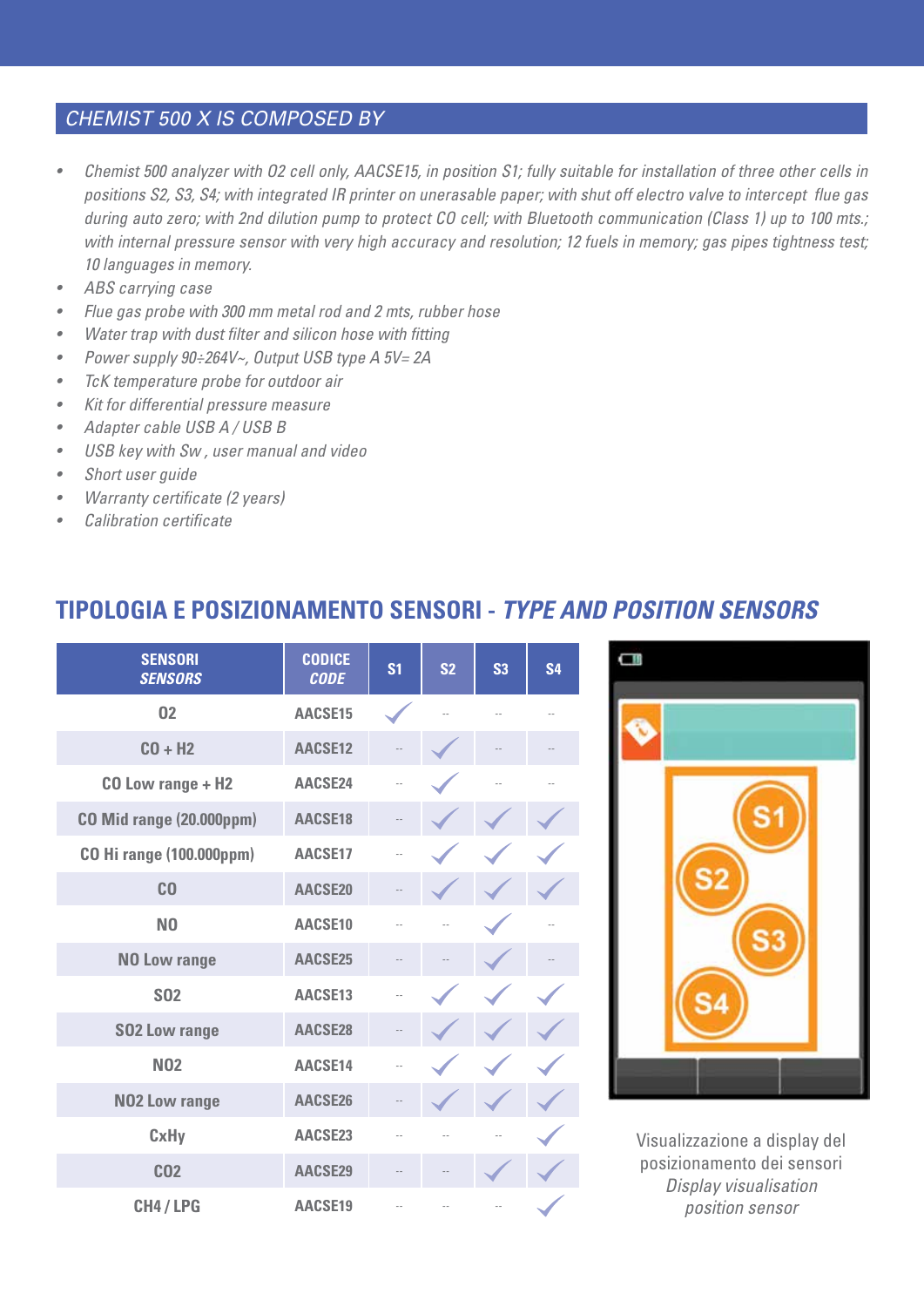## *CHEMIST 500 X IS COMPOSED BY*

- *Chemist 500 analyzer with O2 cell only, AACSE15, in position S1; fully suitable for installation of three other cells in positions S2, S3, S4; with integrated IR printer on unerasable paper; with shut off electro valve to intercept flue gas during auto zero; with 2nd dilution pump to protect CO cell; with Bluetooth communication (Class 1) up to 100 mts.; with internal pressure sensor with very high accuracy and resolution; 12 fuels in memory; gas pipes tightness test; 10 languages in memory.*
- *ABS carrying case*
- *Flue gas probe with 300 mm metal rod and 2 mts, rubber hose*
- *Water trap with dust filter and silicon hose with fitting*
- *Power supply 90÷264V~, Output USB type A 5V= 2A*
- *TcK temperature probe for outdoor air*
- *Kit for differential pressure measure*
- *Adapter cable USB A / USB B*
- *USB key with Sw , user manual and video*
- *Short user guide*
- *Warranty certificate (2 years)*
- *Calibration certificate*

## TIPOLOGIA E POSIZIONAMENTO SENSORI - *TYPE AND POSITION SENSORS*

| SENSORI *SENSORS* | CODICE *CODE* | S1 | S2 | S3 | S4 |
|---|---|---|---|---|---|
| O2 | AACSE15 | ✓ | -- | -- | -- |
| CO + H2 | AACSE12 | -- | ✓ | -- | -- |
| CO Low range + H2 | AACSE24 | -- | ✓ | -- | -- |
| CO Mid range (20.000ppm) | AACSE18 | -- | ✓ | ✓ | ✓ |
| CO Hi range (100.000ppm) | AACSE17 | -- | ✓ | ✓ | ✓ |
| CO | AACSE20 | -- | ✓ | ✓ | ✓ |
| NO | AACSE10 | -- | -- | ✓ | -- |
| NO Low range | AACSE25 | -- | -- | ✓ | -- |
| SO2 | AACSE13 | -- | ✓ | ✓ | ✓ |
| SO2 Low range | AACSE28 | -- | ✓ | ✓ | ✓ |
| NO2 | AACSE14 | -- | ✓ | ✓ | ✓ |
| NO2 Low range | AACSE26 | -- | ✓ | ✓ | ✓ |
| CxHy | AACSE23 | -- | -- | -- | ✓ |
| CO2 | AACSE29 | -- | -- | ✓ | ✓ |
| CH4 / LPG | AACSE19 | -- | -- | -- | ✓ |

S1
S2
S3
S4

Visualizzazione a display del posizionamento dei sensori
*Display visualisation position sensor*